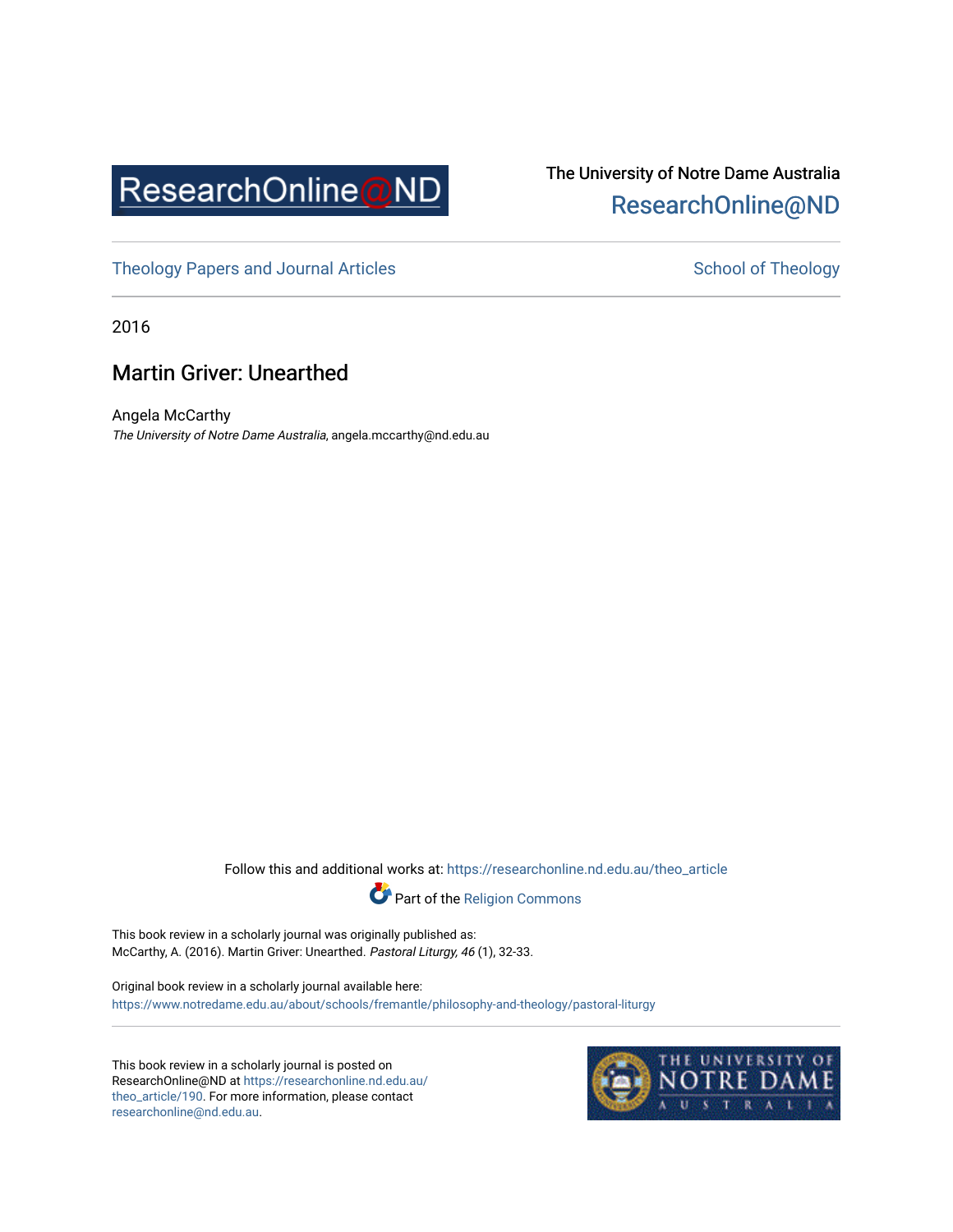The University of Notre Dame Australia
ResearchOnline@ND

Theology Papers and Journal Articles

School of Theology

2016

# Martin Griver: Unearthed

Angela McCarthy
*The University of Notre Dame Australia*, angela.mccarthy@nd.edu.au

Follow this and additional works at: https://researchonline.nd.edu.au/theo_article

Part of the Religion Commons

This book review in a scholarly journal was originally published as:
McCarthy, A. (2016). Martin Griver: Unearthed. *Pastoral Liturgy, 46* (1), 32-33.

Original book review in a scholarly journal available here:
https://www.notredame.edu.au/about/schools/fremantle/philosophy-and-theology/pastoral-liturgy

This book review in a scholarly journal is posted on ResearchOnline@ND at https://researchonline.nd.edu.au/theo_article/190. For more information, please contact researchonline@nd.edu.au.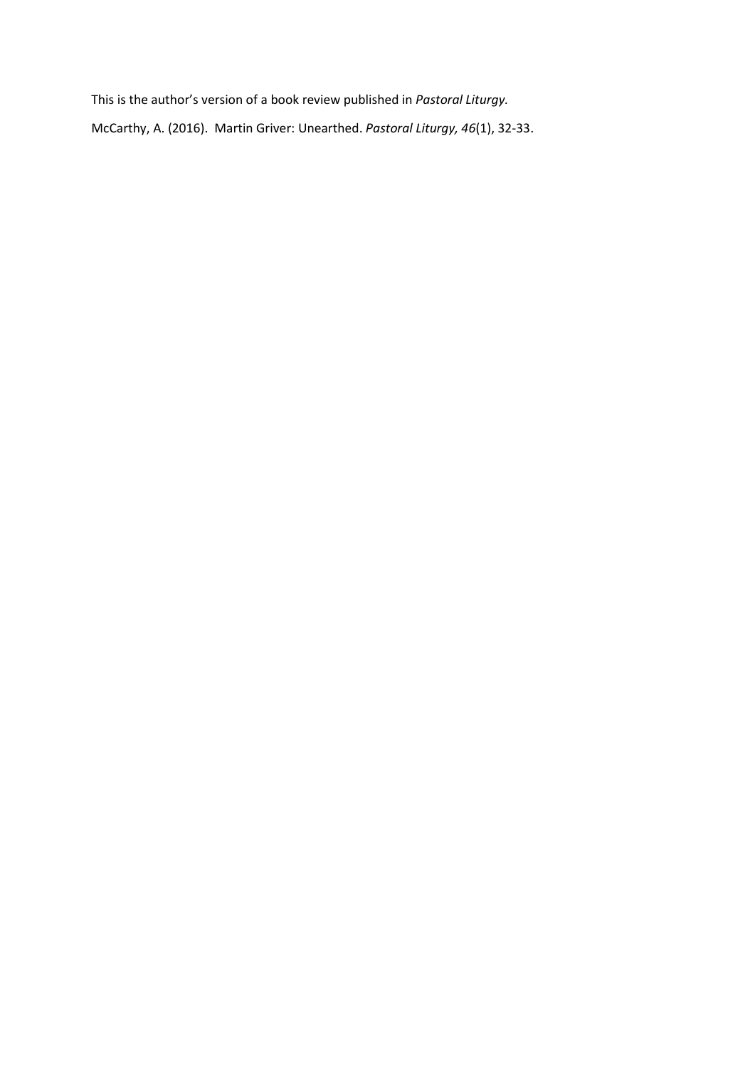This is the author's version of a book review published in *Pastoral Liturgy.*

McCarthy, A. (2016). Martin Griver: Unearthed. *Pastoral Liturgy, 46*(1), 32-33.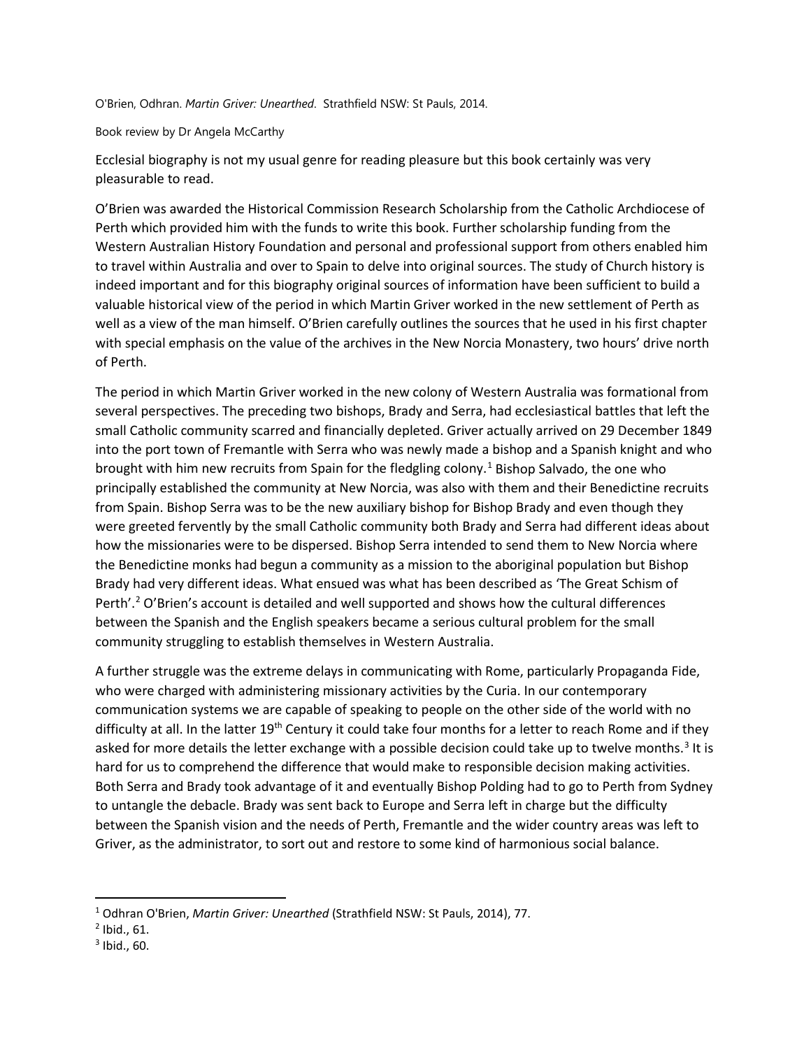O'Brien, Odhran. *Martin Griver: Unearthed*. Strathfield NSW: St Pauls, 2014.

Book review by Dr Angela McCarthy

Ecclesial biography is not my usual genre for reading pleasure but this book certainly was very pleasurable to read.

O'Brien was awarded the Historical Commission Research Scholarship from the Catholic Archdiocese of Perth which provided him with the funds to write this book. Further scholarship funding from the Western Australian History Foundation and personal and professional support from others enabled him to travel within Australia and over to Spain to delve into original sources. The study of Church history is indeed important and for this biography original sources of information have been sufficient to build a valuable historical view of the period in which Martin Griver worked in the new settlement of Perth as well as a view of the man himself. O'Brien carefully outlines the sources that he used in his first chapter with special emphasis on the value of the archives in the New Norcia Monastery, two hours' drive north of Perth.

The period in which Martin Griver worked in the new colony of Western Australia was formational from several perspectives. The preceding two bishops, Brady and Serra, had ecclesiastical battles that left the small Catholic community scarred and financially depleted. Griver actually arrived on 29 December 1849 into the port town of Fremantle with Serra who was newly made a bishop and a Spanish knight and who brought with him new recruits from Spain for the fledgling colony.[1] Bishop Salvado, the one who principally established the community at New Norcia, was also with them and their Benedictine recruits from Spain. Bishop Serra was to be the new auxiliary bishop for Bishop Brady and even though they were greeted fervently by the small Catholic community both Brady and Serra had different ideas about how the missionaries were to be dispersed. Bishop Serra intended to send them to New Norcia where the Benedictine monks had begun a community as a mission to the aboriginal population but Bishop Brady had very different ideas. What ensued was what has been described as 'The Great Schism of Perth'.[2] O'Brien's account is detailed and well supported and shows how the cultural differences between the Spanish and the English speakers became a serious cultural problem for the small community struggling to establish themselves in Western Australia.

A further struggle was the extreme delays in communicating with Rome, particularly Propaganda Fide, who were charged with administering missionary activities by the Curia. In our contemporary communication systems we are capable of speaking to people on the other side of the world with no difficulty at all. In the latter 19th Century it could take four months for a letter to reach Rome and if they asked for more details the letter exchange with a possible decision could take up to twelve months.[3] It is hard for us to comprehend the difference that would make to responsible decision making activities. Both Serra and Brady took advantage of it and eventually Bishop Polding had to go to Perth from Sydney to untangle the debacle. Brady was sent back to Europe and Serra left in charge but the difficulty between the Spanish vision and the needs of Perth, Fremantle and the wider country areas was left to Griver, as the administrator, to sort out and restore to some kind of harmonious social balance.

---

[1] Odhran O'Brien, *Martin Griver: Unearthed* (Strathfield NSW: St Pauls, 2014), 77.

[2] Ibid., 61.

[3] Ibid., 60.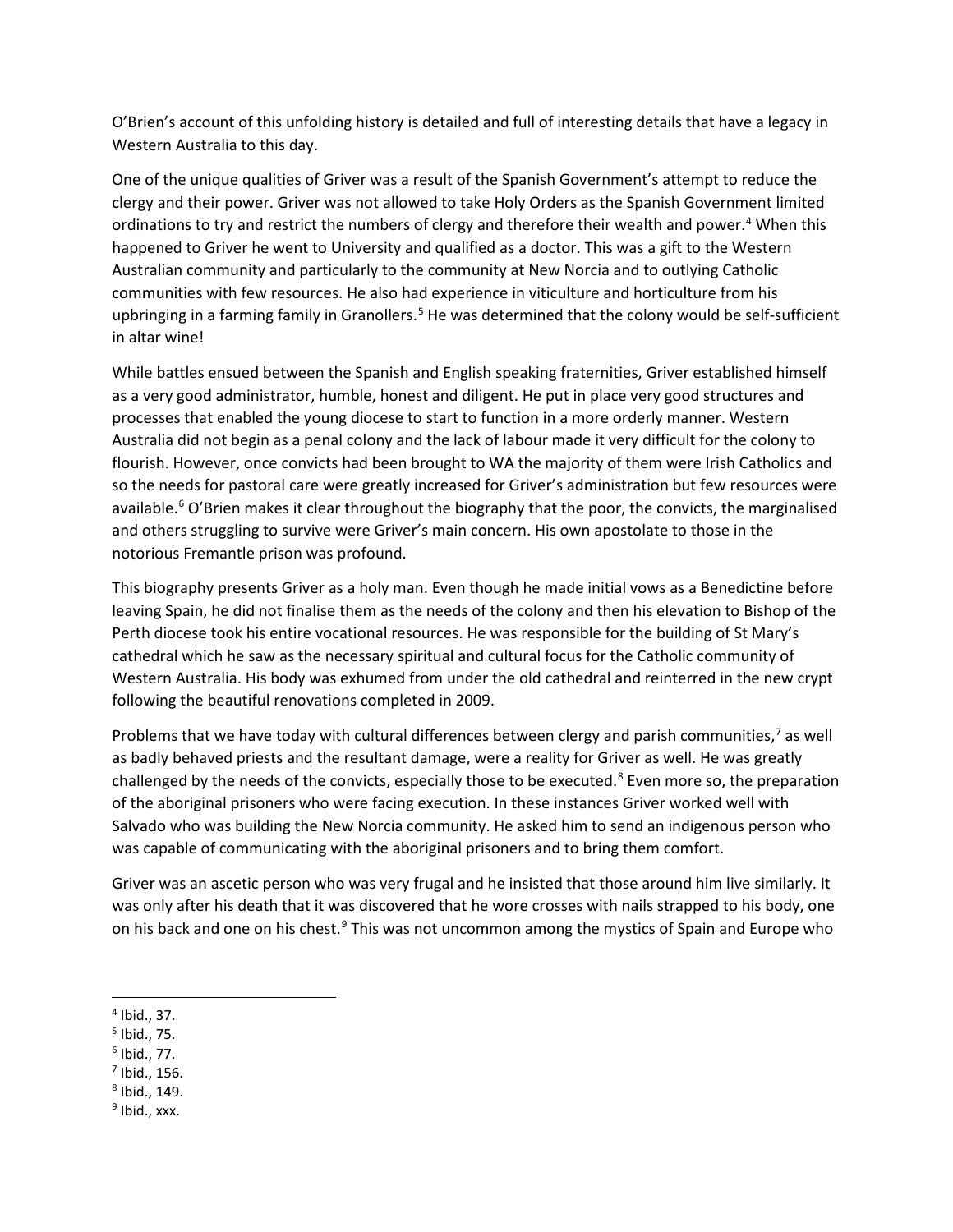O'Brien's account of this unfolding history is detailed and full of interesting details that have a legacy in Western Australia to this day.

One of the unique qualities of Griver was a result of the Spanish Government's attempt to reduce the clergy and their power. Griver was not allowed to take Holy Orders as the Spanish Government limited ordinations to try and restrict the numbers of clergy and therefore their wealth and power.[4] When this happened to Griver he went to University and qualified as a doctor. This was a gift to the Western Australian community and particularly to the community at New Norcia and to outlying Catholic communities with few resources. He also had experience in viticulture and horticulture from his upbringing in a farming family in Granollers.[5] He was determined that the colony would be self-sufficient in altar wine!

While battles ensued between the Spanish and English speaking fraternities, Griver established himself as a very good administrator, humble, honest and diligent. He put in place very good structures and processes that enabled the young diocese to start to function in a more orderly manner. Western Australia did not begin as a penal colony and the lack of labour made it very difficult for the colony to flourish. However, once convicts had been brought to WA the majority of them were Irish Catholics and so the needs for pastoral care were greatly increased for Griver's administration but few resources were available.[6] O'Brien makes it clear throughout the biography that the poor, the convicts, the marginalised and others struggling to survive were Griver's main concern. His own apostolate to those in the notorious Fremantle prison was profound.

This biography presents Griver as a holy man. Even though he made initial vows as a Benedictine before leaving Spain, he did not finalise them as the needs of the colony and then his elevation to Bishop of the Perth diocese took his entire vocational resources. He was responsible for the building of St Mary's cathedral which he saw as the necessary spiritual and cultural focus for the Catholic community of Western Australia. His body was exhumed from under the old cathedral and reinterred in the new crypt following the beautiful renovations completed in 2009.

Problems that we have today with cultural differences between clergy and parish communities,[7] as well as badly behaved priests and the resultant damage, were a reality for Griver as well. He was greatly challenged by the needs of the convicts, especially those to be executed.[8] Even more so, the preparation of the aboriginal prisoners who were facing execution. In these instances Griver worked well with Salvado who was building the New Norcia community. He asked him to send an indigenous person who was capable of communicating with the aboriginal prisoners and to bring them comfort.

Griver was an ascetic person who was very frugal and he insisted that those around him live similarly. It was only after his death that it was discovered that he wore crosses with nails strapped to his body, one on his back and one on his chest.[9] This was not uncommon among the mystics of Spain and Europe who

---

[4] Ibid., 37.
[5] Ibid., 75.
[6] Ibid., 77.
[7] Ibid., 156.
[8] Ibid., 149.
[9] Ibid., xxx.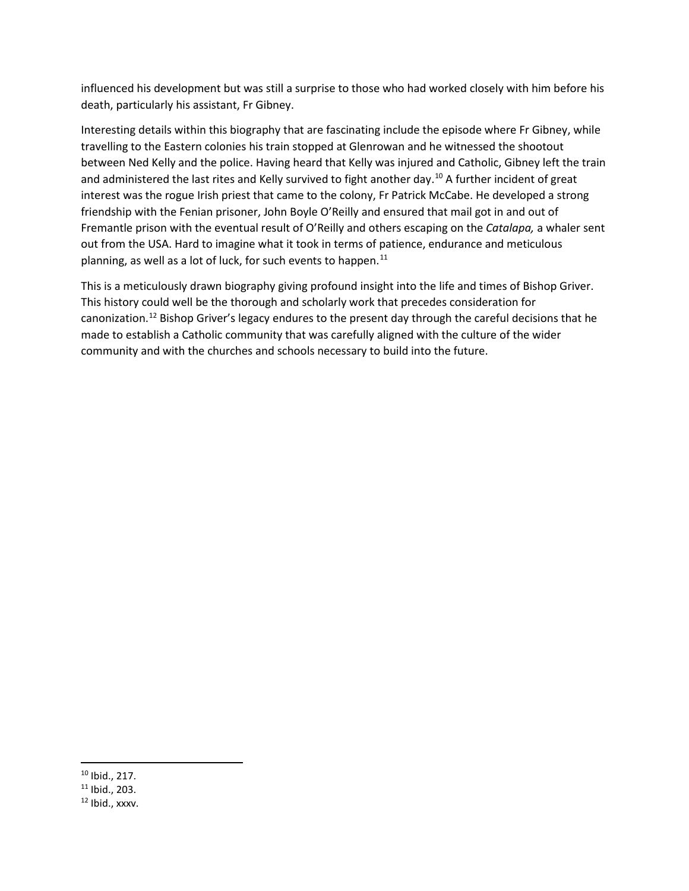influenced his development but was still a surprise to those who had worked closely with him before his death, particularly his assistant, Fr Gibney.

Interesting details within this biography that are fascinating include the episode where Fr Gibney, while travelling to the Eastern colonies his train stopped at Glenrowan and he witnessed the shootout between Ned Kelly and the police. Having heard that Kelly was injured and Catholic, Gibney left the train and administered the last rites and Kelly survived to fight another day.[10] A further incident of great interest was the rogue Irish priest that came to the colony, Fr Patrick McCabe. He developed a strong friendship with the Fenian prisoner, John Boyle O'Reilly and ensured that mail got in and out of Fremantle prison with the eventual result of O'Reilly and others escaping on the *Catalapa,* a whaler sent out from the USA. Hard to imagine what it took in terms of patience, endurance and meticulous planning, as well as a lot of luck, for such events to happen.[11]

This is a meticulously drawn biography giving profound insight into the life and times of Bishop Griver. This history could well be the thorough and scholarly work that precedes consideration for canonization.[12] Bishop Griver's legacy endures to the present day through the careful decisions that he made to establish a Catholic community that was carefully aligned with the culture of the wider community and with the churches and schools necessary to build into the future.

---

[10] Ibid., 217.

[11] Ibid., 203.

[12] Ibid., xxxv.